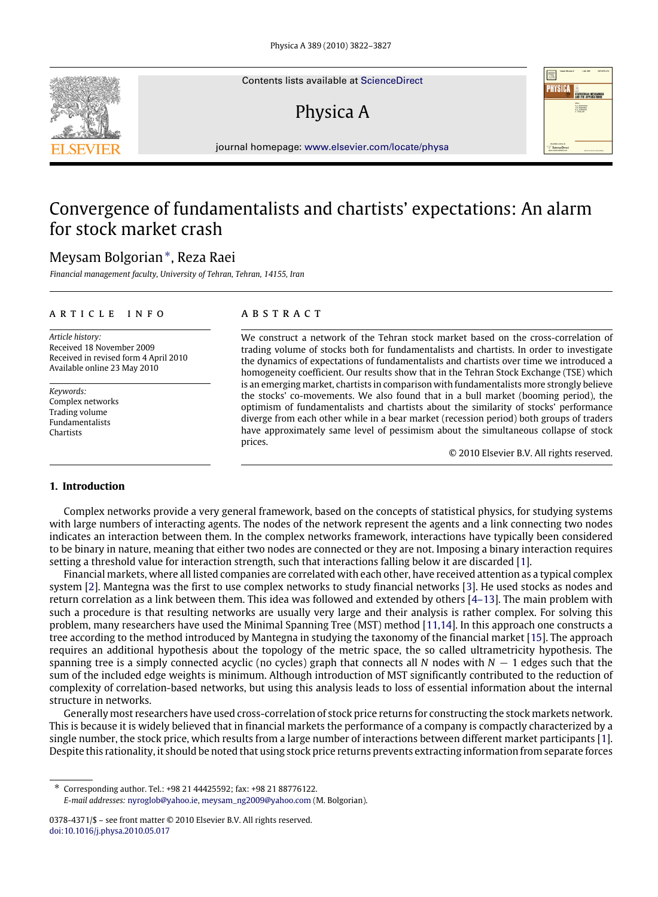# Convergence of fundamentalists and chartists' expectations: An alarm for stock market crash

Meysam Bolgorian *, Reza Raei

*Financial management faculty, University of Tehran, Tehran, 14155, Iran*

ARTICLE INFO

*Article history:*
Received 18 November 2009
Received in revised form 4 April 2010
Available online 23 May 2010

*Keywords:*
Complex networks
Trading volume
Fundamentalists
Chartists

ABSTRACT

We construct a network of the Tehran stock market based on the cross-correlation of trading volume of stocks both for fundamentalists and chartists. In order to investigate the dynamics of expectations of fundamentalists and chartists over time we introduced a homogeneity coefficient. Our results show that in the Tehran Stock Exchange (TSE) which is an emerging market, chartists in comparison with fundamentalists more strongly believe the stocks' co-movements. We also found that in a bull market (booming period), the optimism of fundamentalists and chartists about the similarity of stocks' performance diverge from each other while in a bear market (recession period) both groups of traders have approximately same level of pessimism about the simultaneous collapse of stock prices.

© 2010 Elsevier B.V. All rights reserved.

## 1. Introduction

Complex networks provide a very general framework, based on the concepts of statistical physics, for studying systems with large numbers of interacting agents. The nodes of the network represent the agents and a link connecting two nodes indicates an interaction between them. In the complex networks framework, interactions have typically been considered to be binary in nature, meaning that either two nodes are connected or they are not. Imposing a binary interaction requires setting a threshold value for interaction strength, such that interactions falling below it are discarded [1].

Financial markets, where all listed companies are correlated with each other, have received attention as a typical complex system [2]. Mantegna was the first to use complex networks to study financial networks [3]. He used stocks as nodes and return correlation as a link between them. This idea was followed and extended by others [4–13]. The main problem with such a procedure is that resulting networks are usually very large and their analysis is rather complex. For solving this problem, many researchers have used the Minimal Spanning Tree (MST) method [11,14]. In this approach one constructs a tree according to the method introduced by Mantegna in studying the taxonomy of the financial market [15]. The approach requires an additional hypothesis about the topology of the metric space, the so called ultrametricity hypothesis. The spanning tree is a simply connected acyclic (no cycles) graph that connects all $N$ nodes with $N - 1$ edges such that the sum of the included edge weights is minimum. Although introduction of MST significantly contributed to the reduction of complexity of correlation-based networks, but using this analysis leads to loss of essential information about the internal structure in networks.

Generally most researchers have used cross-correlation of stock price returns for constructing the stock markets network. This is because it is widely believed that in financial markets the performance of a company is compactly characterized by a single number, the stock price, which results from a large number of interactions between different market participants [1]. Despite this rationality, it should be noted that using stock price returns prevents extracting information from separate forces

* Corresponding author. Tel.: +98 21 44425592; fax: +98 21 88776122.
*E-mail addresses:* nyroglob@yahoo.ie, meysam_ng2009@yahoo.com (M. Bolgorian).

0378-4371/$ – see front matter © 2010 Elsevier B.V. All rights reserved.
doi:10.1016/j.physa.2010.05.017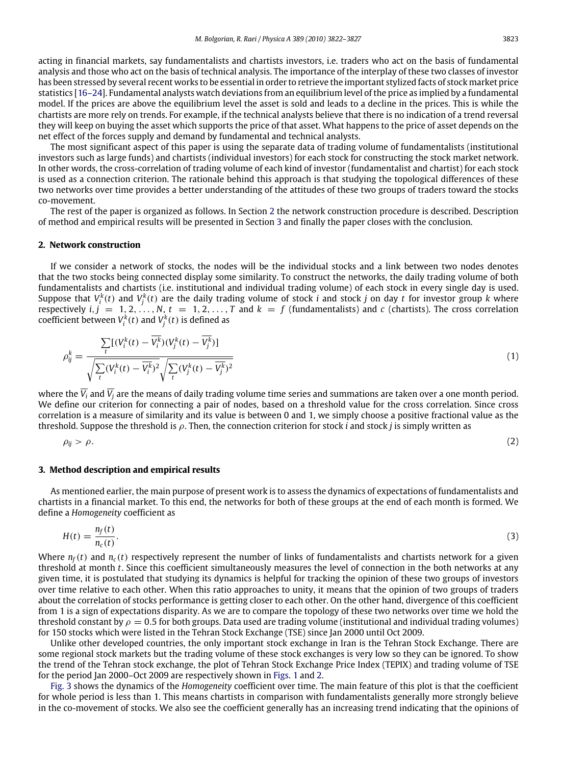acting in financial markets, say fundamentalists and chartists investors, i.e. traders who act on the basis of fundamental analysis and those who act on the basis of technical analysis. The importance of the interplay of these two classes of investor has been stressed by several recent works to be essential in order to retrieve the important stylized facts of stock market price statistics [16–24]. Fundamental analysts watch deviations from an equilibrium level of the price as implied by a fundamental model. If the prices are above the equilibrium level the asset is sold and leads to a decline in the prices. This is while the chartists are more rely on trends. For example, if the technical analysts believe that there is no indication of a trend reversal they will keep on buying the asset which supports the price of that asset. What happens to the price of asset depends on the net effect of the forces supply and demand by fundamental and technical analysts.

The most significant aspect of this paper is using the separate data of trading volume of fundamentalists (institutional investors such as large funds) and chartists (individual investors) for each stock for constructing the stock market network. In other words, the cross-correlation of trading volume of each kind of investor (fundamentalist and chartist) for each stock is used as a connection criterion. The rationale behind this approach is that studying the topological differences of these two networks over time provides a better understanding of the attitudes of these two groups of traders toward the stocks co-movement.

The rest of the paper is organized as follows. In Section 2 the network construction procedure is described. Description of method and empirical results will be presented in Section 3 and finally the paper closes with the conclusion.

## 2. Network construction

If we consider a network of stocks, the nodes will be the individual stocks and a link between two nodes denotes that the two stocks being connected display some similarity. To construct the networks, the daily trading volume of both fundamentalists and chartists (i.e. institutional and individual trading volume) of each stock in every single day is used. Suppose that $V_i^k(t)$ and $V_j^k(t)$ are the daily trading volume of stock $i$ and stock $j$ on day $t$ for investor group $k$ where respectively $i, j = 1, 2, \ldots, N$, $t = 1, 2, \ldots, T$ and $k = f$ (fundamentalists) and $c$ (chartists). The cross correlation coefficient between $V_i^k(t)$ and $V_j^k(t)$ is defined as

$$\rho_{ij}^k = \frac{\sum_t [(V_i^k(t) - \overline{V_i^k})(V_j^k(t) - \overline{V_j^k})]}{\sqrt{\sum_t (V_i^k(t) - \overline{V_i^k})^2}\sqrt{\sum_t (V_j^k(t) - \overline{V_j^k})^2}} \tag{1}$$

where the $\overline{V_i}$ and $\overline{V_j}$ are the means of daily trading volume time series and summations are taken over a one month period. We define our criterion for connecting a pair of nodes, based on a threshold value for the cross correlation. Since cross correlation is a measure of similarity and its value is between 0 and 1, we simply choose a positive fractional value as the threshold. Suppose the threshold is $\rho$. Then, the connection criterion for stock $i$ and stock $j$ is simply written as

$$\rho_{ij} > \rho. \tag{2}$$

## 3. Method description and empirical results

As mentioned earlier, the main purpose of present work is to assess the dynamics of expectations of fundamentalists and chartists in a financial market. To this end, the networks for both of these groups at the end of each month is formed. We define a *Homogeneity* coefficient as

$$H(t) = \frac{n_f(t)}{n_c(t)}. \tag{3}$$

Where $n_f(t)$ and $n_c(t)$ respectively represent the number of links of fundamentalists and chartists network for a given threshold at month $t$. Since this coefficient simultaneously measures the level of connection in the both networks at any given time, it is postulated that studying its dynamics is helpful for tracking the opinion of these two groups of investors over time relative to each other. When this ratio approaches to unity, it means that the opinion of two groups of traders about the correlation of stocks performance is getting closer to each other. On the other hand, divergence of this coefficient from 1 is a sign of expectations disparity. As we are to compare the topology of these two networks over time we hold the threshold constant by $\rho = 0.5$ for both groups. Data used are trading volume (institutional and individual trading volumes) for 150 stocks which were listed in the Tehran Stock Exchange (TSE) since Jan 2000 until Oct 2009.

Unlike other developed countries, the only important stock exchange in Iran is the Tehran Stock Exchange. There are some regional stock markets but the trading volume of these stock exchanges is very low so they can be ignored. To show the trend of the Tehran stock exchange, the plot of Tehran Stock Exchange Price Index (TEPIX) and trading volume of TSE for the period Jan 2000–Oct 2009 are respectively shown in Figs. 1 and 2.

Fig. 3 shows the dynamics of the *Homogeneity* coefficient over time. The main feature of this plot is that the coefficient for whole period is less than 1. This means chartists in comparison with fundamentalists generally more strongly believe in the co-movement of stocks. We also see the coefficient generally has an increasing trend indicating that the opinions of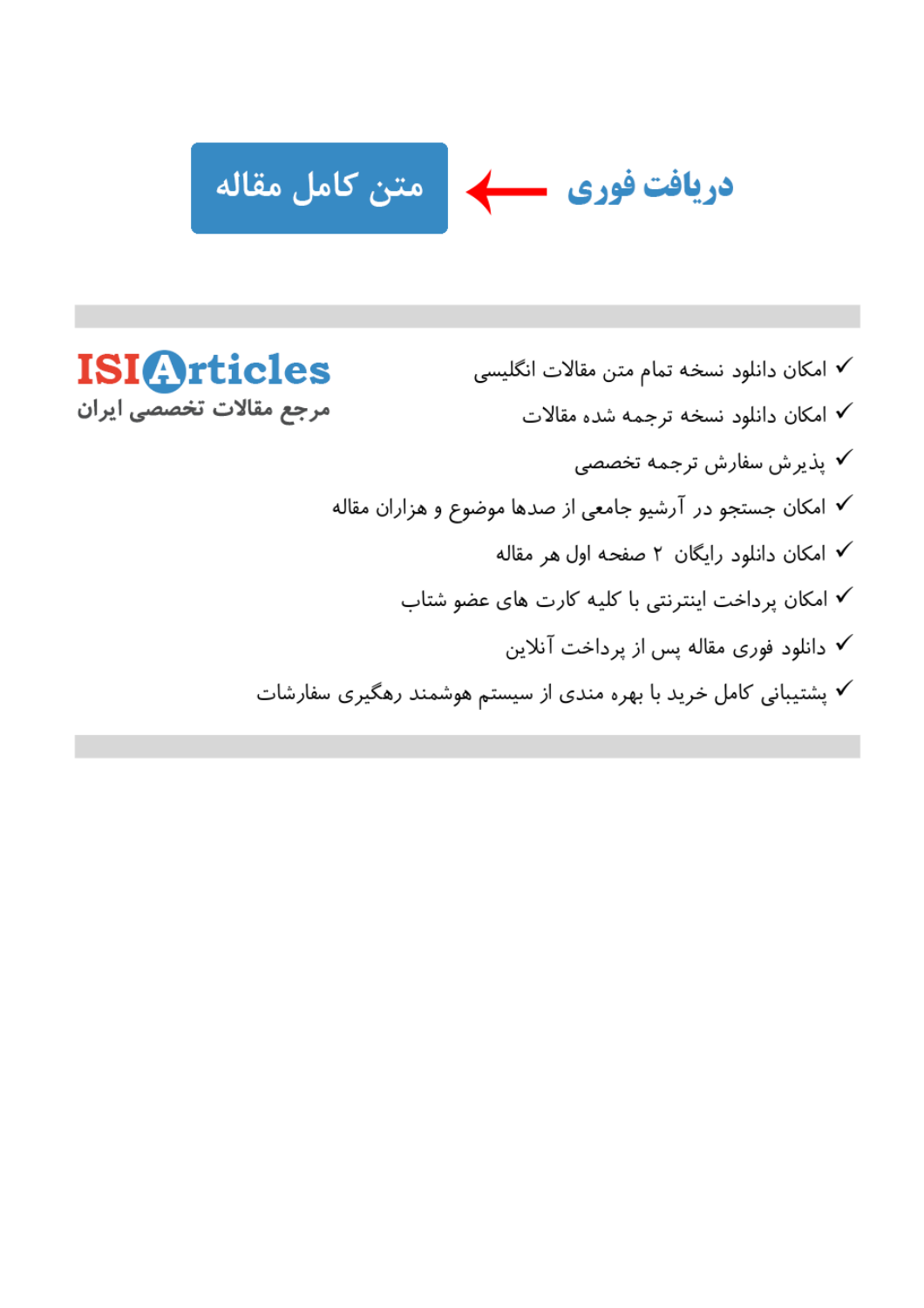دریافت فوری ← متن کامل مقاله

**ISIArticles**
مرجع مقالات تخصصی ایران

- ✓ امکان دانلود نسخه تمام متن مقالات انگلیسی
- ✓ امکان دانلود نسخه ترجمه شده مقالات
- ✓ پذیرش سفارش ترجمه تخصصی
- ✓ امکان جستجو در آرشیو جامعی از صدها موضوع و هزاران مقاله
- ✓ امکان دانلود رایگان ۲ صفحه اول هر مقاله
- ✓ امکان پرداخت اینترنتی با کلیه کارت های عضو شتاب
- ✓ دانلود فوری مقاله پس از پرداخت آنلاین
- ✓ پشتیبانی کامل خرید با بهره مندی از سیستم هوشمند رهگیری سفارشات